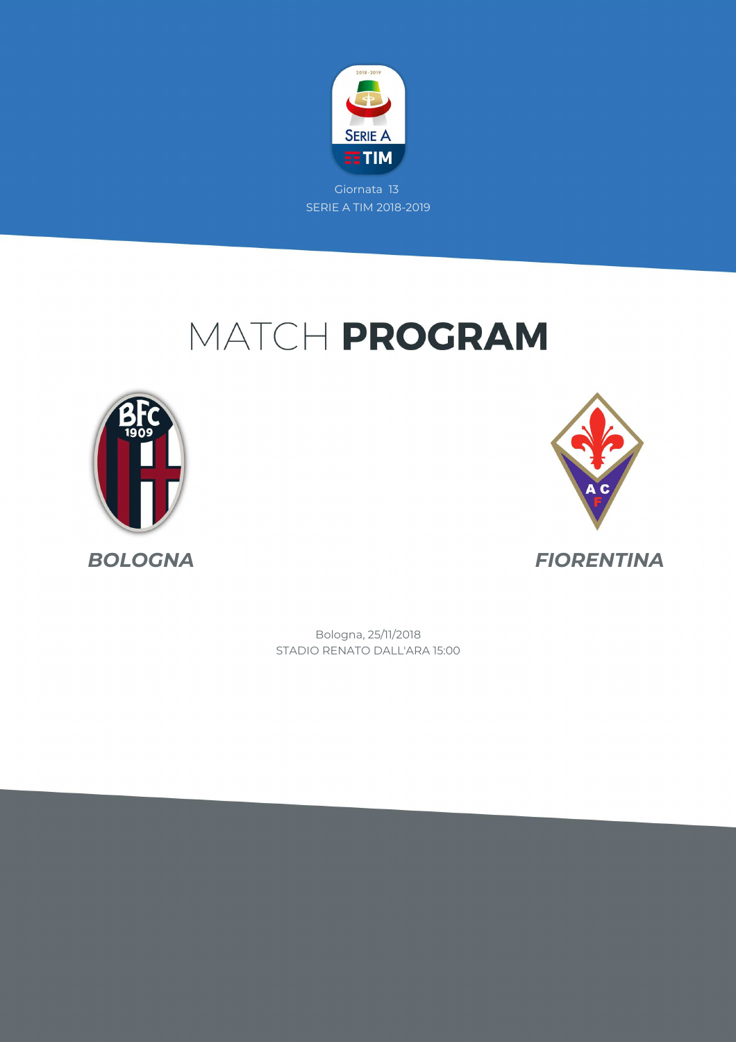Giornata 13

SERIE A TIM 2018-2019

# MATCH **PROGRAM**

***BOLOGNA***

***FIORENTINA***

Bologna, 25/11/2018

STADIO RENATO DALL'ARA 15:00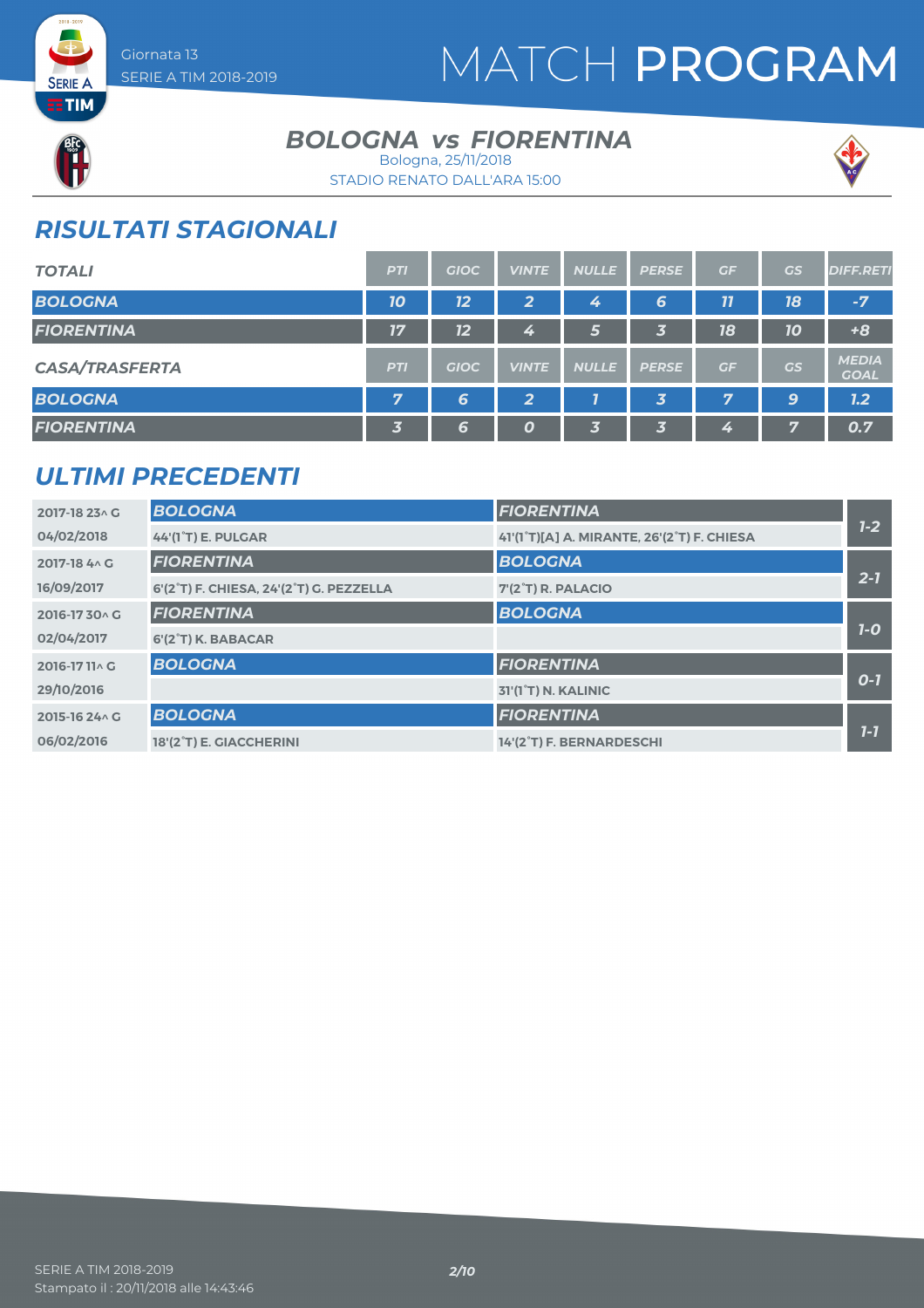Giornata 13
SERIE A TIM 2018-2019

# MATCH PROGRAM

## BOLOGNA vs FIORENTINA

Bologna, 25/11/2018
STADIO RENATO DALL'ARA 15:00

## RISULTATI STAGIONALI

| TOTALI | PTI | GIOC | VINTE | NULLE | PERSE | GF | GS | DIFF.RETI |
|---|---|---|---|---|---|---|---|---|
| BOLOGNA | 10 | 12 | 2 | 4 | 6 | 11 | 18 | -7 |
| FIORENTINA | 17 | 12 | 4 | 5 | 3 | 18 | 10 | +8 |

| CASA/TRASFERTA | PTI | GIOC | VINTE | NULLE | PERSE | GF | GS | MEDIA GOAL |
|---|---|---|---|---|---|---|---|---|
| BOLOGNA | 7 | 6 | 2 | 1 | 3 | 7 | 9 | 1.2 |
| FIORENTINA | 3 | 6 | 0 | 3 | 3 | 4 | 7 | 0.7 |

## ULTIMI PRECEDENTI

| Giornata / Data | Casa | Trasferta | Risultato |
|---|---|---|---|
| 2017-18 23^ G | BOLOGNA | FIORENTINA | 1-2 |
| 04/02/2018 | 44'(1°T) E. PULGAR | 41'(1°T)[A] A. MIRANTE, 26'(2°T) F. CHIESA | |
| 2017-18 4^ G | FIORENTINA | BOLOGNA | 2-1 |
| 16/09/2017 | 6'(2°T) F. CHIESA, 24'(2°T) G. PEZZELLA | 7'(2°T) R. PALACIO | |
| 2016-17 30^ G | FIORENTINA | BOLOGNA | 1-0 |
| 02/04/2017 | 6'(2°T) K. BABACAR | | |
| 2016-17 11^ G | BOLOGNA | FIORENTINA | 0-1 |
| 29/10/2016 | | 31'(1°T) N. KALINIC | |
| 2015-16 24^ G | BOLOGNA | FIORENTINA | 1-1 |
| 06/02/2016 | 18'(2°T) E. GIACCHERINI | 14'(2°T) F. BERNARDESCHI | |

SERIE A TIM 2018-2019
Stampato il : 20/11/2018 alle 14:43:46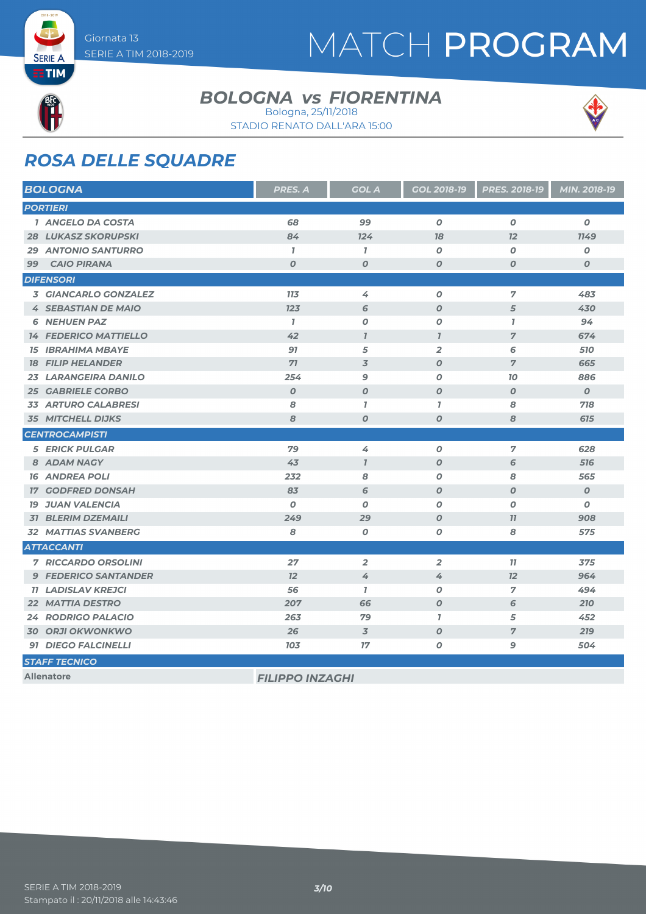# MATCH PROGRAM

Giornata 13
SERIE A TIM 2018-2019

### BOLOGNA vs FIORENTINA

Bologna, 25/11/2018
STADIO RENATO DALL'ARA 15:00

## ROSA DELLE SQUADRE

| BOLOGNA | PRES. A | GOL A | GOL 2018-19 | PRES. 2018-19 | MIN. 2018-19 |
|---|---|---|---|---|---|
| **PORTIERI** | | | | | |
| 1 ANGELO DA COSTA | 68 | 99 | 0 | 0 | 0 |
| 28 LUKASZ SKORUPSKI | 84 | 124 | 18 | 12 | 1149 |
| 29 ANTONIO SANTURRO | 1 | 1 | 0 | 0 | 0 |
| 99 CAIO PIRANA | 0 | 0 | 0 | 0 | 0 |
| **DIFENSORI** | | | | | |
| 3 GIANCARLO GONZALEZ | 113 | 4 | 0 | 7 | 483 |
| 4 SEBASTIAN DE MAIO | 123 | 6 | 0 | 5 | 430 |
| 6 NEHUEN PAZ | 1 | 0 | 0 | 1 | 94 |
| 14 FEDERICO MATTIELLO | 42 | 1 | 1 | 7 | 674 |
| 15 IBRAHIMA MBAYE | 91 | 5 | 2 | 6 | 510 |
| 18 FILIP HELANDER | 71 | 3 | 0 | 7 | 665 |
| 23 LARANGEIRA DANILO | 254 | 9 | 0 | 10 | 886 |
| 25 GABRIELE CORBO | 0 | 0 | 0 | 0 | 0 |
| 33 ARTURO CALABRESI | 8 | 1 | 1 | 8 | 718 |
| 35 MITCHELL DIJKS | 8 | 0 | 0 | 8 | 615 |
| **CENTROCAMPISTI** | | | | | |
| 5 ERICK PULGAR | 79 | 4 | 0 | 7 | 628 |
| 8 ADAM NAGY | 43 | 1 | 0 | 6 | 516 |
| 16 ANDREA POLI | 232 | 8 | 0 | 8 | 565 |
| 17 GODFRED DONSAH | 83 | 6 | 0 | 0 | 0 |
| 19 JUAN VALENCIA | 0 | 0 | 0 | 0 | 0 |
| 31 BLERIM DZEMAILI | 249 | 29 | 0 | 11 | 908 |
| 32 MATTIAS SVANBERG | 8 | 0 | 0 | 8 | 575 |
| **ATTACCANTI** | | | | | |
| 7 RICCARDO ORSOLINI | 27 | 2 | 2 | 11 | 375 |
| 9 FEDERICO SANTANDER | 12 | 4 | 4 | 12 | 964 |
| 11 LADISLAV KREJCI | 56 | 1 | 0 | 7 | 494 |
| 22 MATTIA DESTRO | 207 | 66 | 0 | 6 | 210 |
| 24 RODRIGO PALACIO | 263 | 79 | 1 | 5 | 452 |
| 30 ORJI OKWONKWO | 26 | 3 | 0 | 7 | 219 |
| 91 DIEGO FALCINELLI | 103 | 17 | 0 | 9 | 504 |

| STAFF TECNICO | |
|---|---|
| Allenatore | FILIPPO INZAGHI |

SERIE A TIM 2018-2019
Stampato il : 20/11/2018 alle 14:43:46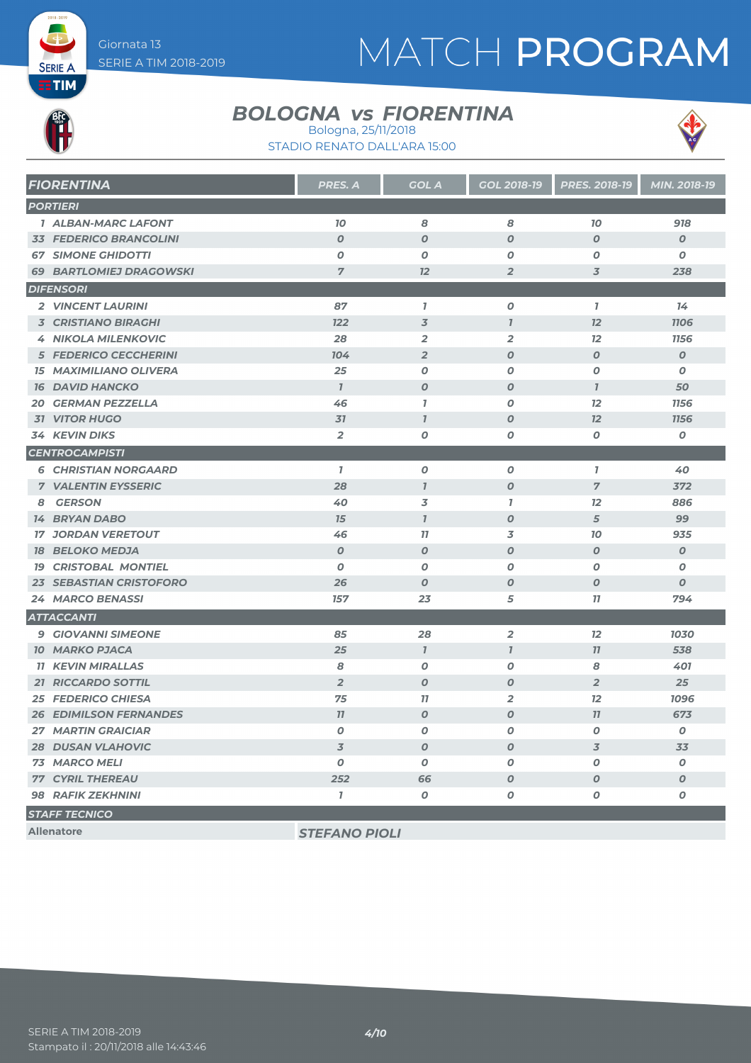Giornata 13
SERIE A TIM 2018-2019

# MATCH PROGRAM

## BOLOGNA vs FIORENTINA

Bologna, 25/11/2018
STADIO RENATO DALL'ARA 15:00

| FIORENTINA | PRES. A | GOL A | GOL 2018-19 | PRES. 2018-19 | MIN. 2018-19 |
|---|---|---|---|---|---|
| **PORTIERI** | | | | | |
| 1 ALBAN-MARC LAFONT | 10 | 8 | 8 | 10 | 918 |
| 33 FEDERICO BRANCOLINI | 0 | 0 | 0 | 0 | 0 |
| 67 SIMONE GHIDOTTI | 0 | 0 | 0 | 0 | 0 |
| 69 BARTLOMIEJ DRAGOWSKI | 7 | 12 | 2 | 3 | 238 |
| **DIFENSORI** | | | | | |
| 2 VINCENT LAURINI | 87 | 1 | 0 | 1 | 14 |
| 3 CRISTIANO BIRAGHI | 122 | 3 | 1 | 12 | 1106 |
| 4 NIKOLA MILENKOVIC | 28 | 2 | 2 | 12 | 1156 |
| 5 FEDERICO CECCHERINI | 104 | 2 | 0 | 0 | 0 |
| 15 MAXIMILIANO OLIVERA | 25 | 0 | 0 | 0 | 0 |
| 16 DAVID HANCKO | 1 | 0 | 0 | 1 | 50 |
| 20 GERMAN PEZZELLA | 46 | 1 | 0 | 12 | 1156 |
| 31 VITOR HUGO | 31 | 1 | 0 | 12 | 1156 |
| 34 KEVIN DIKS | 2 | 0 | 0 | 0 | 0 |
| **CENTROCAMPISTI** | | | | | |
| 6 CHRISTIAN NORGAARD | 1 | 0 | 0 | 1 | 40 |
| 7 VALENTIN EYSSERIC | 28 | 1 | 0 | 7 | 372 |
| 8 GERSON | 40 | 3 | 1 | 12 | 886 |
| 14 BRYAN DABO | 15 | 1 | 0 | 5 | 99 |
| 17 JORDAN VERETOUT | 46 | 11 | 3 | 10 | 935 |
| 18 BELOKO MEDJA | 0 | 0 | 0 | 0 | 0 |
| 19 CRISTOBAL MONTIEL | 0 | 0 | 0 | 0 | 0 |
| 23 SEBASTIAN CRISTOFORO | 26 | 0 | 0 | 0 | 0 |
| 24 MARCO BENASSI | 157 | 23 | 5 | 11 | 794 |
| **ATTACCANTI** | | | | | |
| 9 GIOVANNI SIMEONE | 85 | 28 | 2 | 12 | 1030 |
| 10 MARKO PJACA | 25 | 1 | 1 | 11 | 538 |
| 11 KEVIN MIRALLAS | 8 | 0 | 0 | 8 | 401 |
| 21 RICCARDO SOTTIL | 2 | 0 | 0 | 2 | 25 |
| 25 FEDERICO CHIESA | 75 | 11 | 2 | 12 | 1096 |
| 26 EDIMILSON FERNANDES | 11 | 0 | 0 | 11 | 673 |
| 27 MARTIN GRAICIAR | 0 | 0 | 0 | 0 | 0 |
| 28 DUSAN VLAHOVIC | 3 | 0 | 0 | 3 | 33 |
| 73 MARCO MELI | 0 | 0 | 0 | 0 | 0 |
| 77 CYRIL THEREAU | 252 | 66 | 0 | 0 | 0 |
| 98 RAFIK ZEKHNINI | 1 | 0 | 0 | 0 | 0 |
| **STAFF TECNICO** | | | | | |
| Allenatore | STEFANO PIOLI | | | | |

SERIE A TIM 2018-2019
Stampato il : 20/11/2018 alle 14:43:46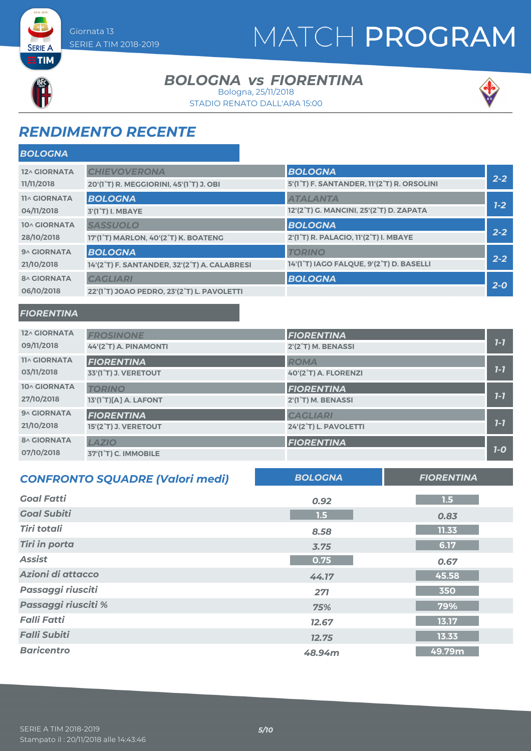Giornata 13
SERIE A TIM 2018-2019

# MATCH PROGRAM

## BOLOGNA vs FIORENTINA

Bologna, 25/11/2018
STADIO RENATO DALL'ARA 15:00

## RENDIMENTO RECENTE

### BOLOGNA

| Giornata | Casa | Ospite | Risultato |
|---|---|---|---|
| 12^ GIORNATA 11/11/2018 | CHIEVOVERONA<br>20'(1°T) R. MEGGIORINI, 45'(1°T) J. OBI | BOLOGNA<br>5'(1°T) F. SANTANDER, 11'(2°T) R. ORSOLINI | 2-2 |
| 11^ GIORNATA 04/11/2018 | BOLOGNA<br>3'(1°T) I. MBAYE | ATALANTA<br>12'(2°T) G. MANCINI, 25'(2°T) D. ZAPATA | 1-2 |
| 10^ GIORNATA 28/10/2018 | SASSUOLO<br>17'(1°T) MARLON, 40'(2°T) K. BOATENG | BOLOGNA<br>2'(1°T) R. PALACIO, 11'(2°T) I. MBAYE | 2-2 |
| 9^ GIORNATA 21/10/2018 | BOLOGNA<br>14'(2°T) F. SANTANDER, 32'(2°T) A. CALABRESI | TORINO<br>14'(1°T) IAGO FALQUE, 9'(2°T) D. BASELLI | 2-2 |
| 8^ GIORNATA 06/10/2018 | CAGLIARI<br>22'(1°T) JOAO PEDRO, 23'(2°T) L. PAVOLETTI | BOLOGNA | 2-0 |

### FIORENTINA

| Giornata | Casa | Ospite | Risultato |
|---|---|---|---|
| 12^ GIORNATA 09/11/2018 | FROSINONE<br>44'(2°T) A. PINAMONTI | FIORENTINA<br>2'(2°T) M. BENASSI | 1-1 |
| 11^ GIORNATA 03/11/2018 | FIORENTINA<br>33'(1°T) J. VERETOUT | ROMA<br>40'(2°T) A. FLORENZI | 1-1 |
| 10^ GIORNATA 27/10/2018 | TORINO<br>13'(1°T)[A] A. LAFONT | FIORENTINA<br>2'(1°T) M. BENASSI | 1-1 |
| 9^ GIORNATA 21/10/2018 | FIORENTINA<br>15'(2°T) J. VERETOUT | CAGLIARI<br>24'(2°T) L. PAVOLETTI | 1-1 |
| 8^ GIORNATA 07/10/2018 | LAZIO<br>37'(1°T) C. IMMOBILE | FIORENTINA | 1-0 |

## CONFRONTO SQUADRE (Valori medi)

| | BOLOGNA | FIORENTINA |
|---|---|---|
| Goal Fatti | 0.92 | 1.5 |
| Goal Subiti | 1.5 | 0.83 |
| Tiri totali | 8.58 | 11.33 |
| Tiri in porta | 3.75 | 6.17 |
| Assist | 0.75 | 0.67 |
| Azioni di attacco | 44.17 | 45.58 |
| Passaggi riusciti | 271 | 350 |
| Passaggi riusciti % | 75% | 79% |
| Falli Fatti | 12.67 | 13.17 |
| Falli Subiti | 12.75 | 13.33 |
| Baricentro | 48.94m | 49.79m |

SERIE A TIM 2018-2019
Stampato il : 20/11/2018 alle 14:43:46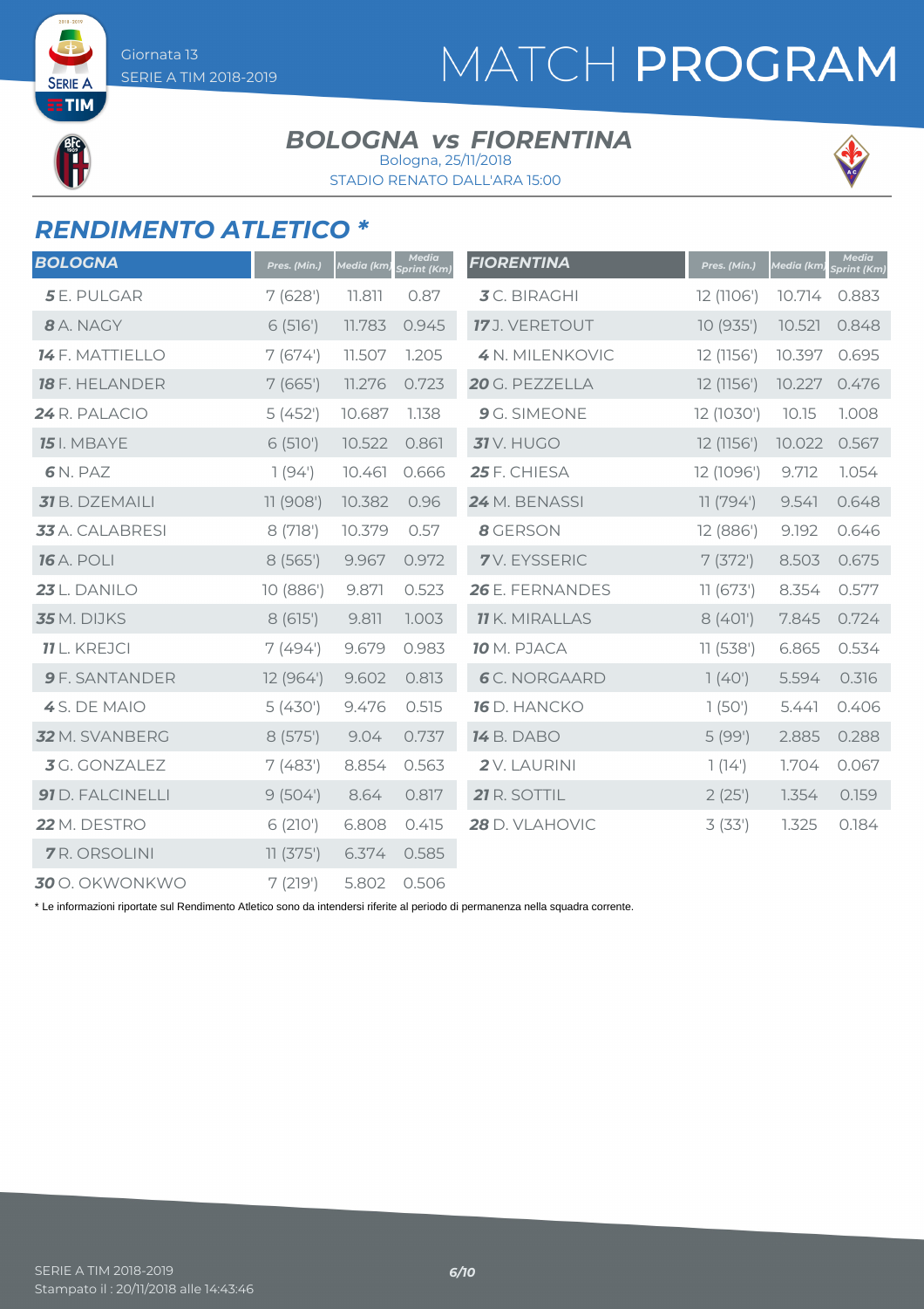# MATCH PROGRAM

Giornata 13
SERIE A TIM 2018-2019

## BOLOGNA vs FIORENTINA

Bologna, 25/11/2018
STADIO RENATO DALL'ARA 15:00

## RENDIMENTO ATLETICO *

| BOLOGNA | Pres. (Min.) | Media (km) | Media Sprint (Km) |
|---|---|---|---|
| **5** E. PULGAR | 7 (628') | 11.811 | 0.87 |
| **8** A. NAGY | 6 (516') | 11.783 | 0.945 |
| **14** F. MATTIELLO | 7 (674') | 11.507 | 1.205 |
| **18** F. HELANDER | 7 (665') | 11.276 | 0.723 |
| **24** R. PALACIO | 5 (452') | 10.687 | 1.138 |
| **15** I. MBAYE | 6 (510') | 10.522 | 0.861 |
| **6** N. PAZ | 1 (94') | 10.461 | 0.666 |
| **31** B. DZEMAILI | 11 (908') | 10.382 | 0.96 |
| **33** A. CALABRESI | 8 (718') | 10.379 | 0.57 |
| **16** A. POLI | 8 (565') | 9.967 | 0.972 |
| **23** L. DANILO | 10 (886') | 9.871 | 0.523 |
| **35** M. DIJKS | 8 (615') | 9.811 | 1.003 |
| **11** L. KREJCI | 7 (494') | 9.679 | 0.983 |
| **9** F. SANTANDER | 12 (964') | 9.602 | 0.813 |
| **4** S. DE MAIO | 5 (430') | 9.476 | 0.515 |
| **32** M. SVANBERG | 8 (575') | 9.04 | 0.737 |
| **3** G. GONZALEZ | 7 (483') | 8.854 | 0.563 |
| **91** D. FALCINELLI | 9 (504') | 8.64 | 0.817 |
| **22** M. DESTRO | 6 (210') | 6.808 | 0.415 |
| **7** R. ORSOLINI | 11 (375') | 6.374 | 0.585 |
| **30** O. OKWONKWO | 7 (219') | 5.802 | 0.506 |

| FIORENTINA | Pres. (Min.) | Media (km) | Media Sprint (Km) |
|---|---|---|---|
| **3** C. BIRAGHI | 12 (1106') | 10.714 | 0.883 |
| **17** J. VERETOUT | 10 (935') | 10.521 | 0.848 |
| **4** N. MILENKOVIC | 12 (1156') | 10.397 | 0.695 |
| **20** G. PEZZELLA | 12 (1156') | 10.227 | 0.476 |
| **9** G. SIMEONE | 12 (1030') | 10.15 | 1.008 |
| **31** V. HUGO | 12 (1156') | 10.022 | 0.567 |
| **25** F. CHIESA | 12 (1096') | 9.712 | 1.054 |
| **24** M. BENASSI | 11 (794') | 9.541 | 0.648 |
| **8** GERSON | 12 (886') | 9.192 | 0.646 |
| **7** V. EYSSERIC | 7 (372') | 8.503 | 0.675 |
| **26** E. FERNANDES | 11 (673') | 8.354 | 0.577 |
| **11** K. MIRALLAS | 8 (401') | 7.845 | 0.724 |
| **10** M. PJACA | 11 (538') | 6.865 | 0.534 |
| **6** C. NORGAARD | 1 (40') | 5.594 | 0.316 |
| **16** D. HANCKO | 1 (50') | 5.441 | 0.406 |
| **14** B. DABO | 5 (99') | 2.885 | 0.288 |
| **2** V. LAURINI | 1 (14') | 1.704 | 0.067 |
| **21** R. SOTTIL | 2 (25') | 1.354 | 0.159 |
| **28** D. VLAHOVIC | 3 (33') | 1.325 | 0.184 |

* Le informazioni riportate sul Rendimento Atletico sono da intendersi riferite al periodo di permanenza nella squadra corrente.

SERIE A TIM 2018-2019
Stampato il : 20/11/2018 alle 14:43:46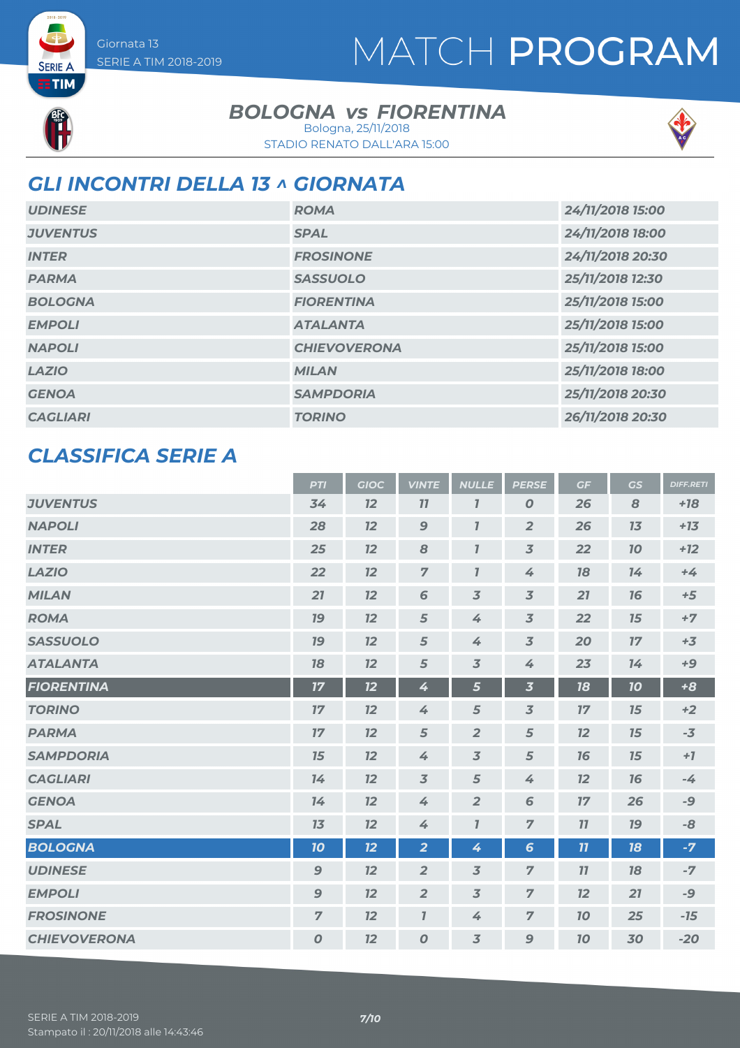Giornata 13
SERIE A TIM 2018-2019

# MATCH PROGRAM

## BOLOGNA vs FIORENTINA

Bologna, 25/11/2018
STADIO RENATO DALL'ARA 15:00

## GLI INCONTRI DELLA 13 ^ GIORNATA

| | | |
|---|---|---|
| UDINESE | ROMA | 24/11/2018 15:00 |
| JUVENTUS | SPAL | 24/11/2018 18:00 |
| INTER | FROSINONE | 24/11/2018 20:30 |
| PARMA | SASSUOLO | 25/11/2018 12:30 |
| BOLOGNA | FIORENTINA | 25/11/2018 15:00 |
| EMPOLI | ATALANTA | 25/11/2018 15:00 |
| NAPOLI | CHIEVOVERONA | 25/11/2018 15:00 |
| LAZIO | MILAN | 25/11/2018 18:00 |
| GENOA | SAMPDORIA | 25/11/2018 20:30 |
| CAGLIARI | TORINO | 26/11/2018 20:30 |

## CLASSIFICA SERIE A

| | PTI | GIOC | VINTE | NULLE | PERSE | GF | GS | DIFF.RETI |
|---|---|---|---|---|---|---|---|---|
| JUVENTUS | 34 | 12 | 11 | 1 | 0 | 26 | 8 | +18 |
| NAPOLI | 28 | 12 | 9 | 1 | 2 | 26 | 13 | +13 |
| INTER | 25 | 12 | 8 | 1 | 3 | 22 | 10 | +12 |
| LAZIO | 22 | 12 | 7 | 1 | 4 | 18 | 14 | +4 |
| MILAN | 21 | 12 | 6 | 3 | 3 | 21 | 16 | +5 |
| ROMA | 19 | 12 | 5 | 4 | 3 | 22 | 15 | +7 |
| SASSUOLO | 19 | 12 | 5 | 4 | 3 | 20 | 17 | +3 |
| ATALANTA | 18 | 12 | 5 | 3 | 4 | 23 | 14 | +9 |
| FIORENTINA | 17 | 12 | 4 | 5 | 3 | 18 | 10 | +8 |
| TORINO | 17 | 12 | 4 | 5 | 3 | 17 | 15 | +2 |
| PARMA | 17 | 12 | 5 | 2 | 5 | 12 | 15 | -3 |
| SAMPDORIA | 15 | 12 | 4 | 3 | 5 | 16 | 15 | +1 |
| CAGLIARI | 14 | 12 | 3 | 5 | 4 | 12 | 16 | -4 |
| GENOA | 14 | 12 | 4 | 2 | 6 | 17 | 26 | -9 |
| SPAL | 13 | 12 | 4 | 1 | 7 | 11 | 19 | -8 |
| BOLOGNA | 10 | 12 | 2 | 4 | 6 | 11 | 18 | -7 |
| UDINESE | 9 | 12 | 2 | 3 | 7 | 11 | 18 | -7 |
| EMPOLI | 9 | 12 | 2 | 3 | 7 | 12 | 21 | -9 |
| FROSINONE | 7 | 12 | 1 | 4 | 7 | 10 | 25 | -15 |
| CHIEVOVERONA | 0 | 12 | 0 | 3 | 9 | 10 | 30 | -20 |

SERIE A TIM 2018-2019
Stampato il : 20/11/2018 alle 14:43:46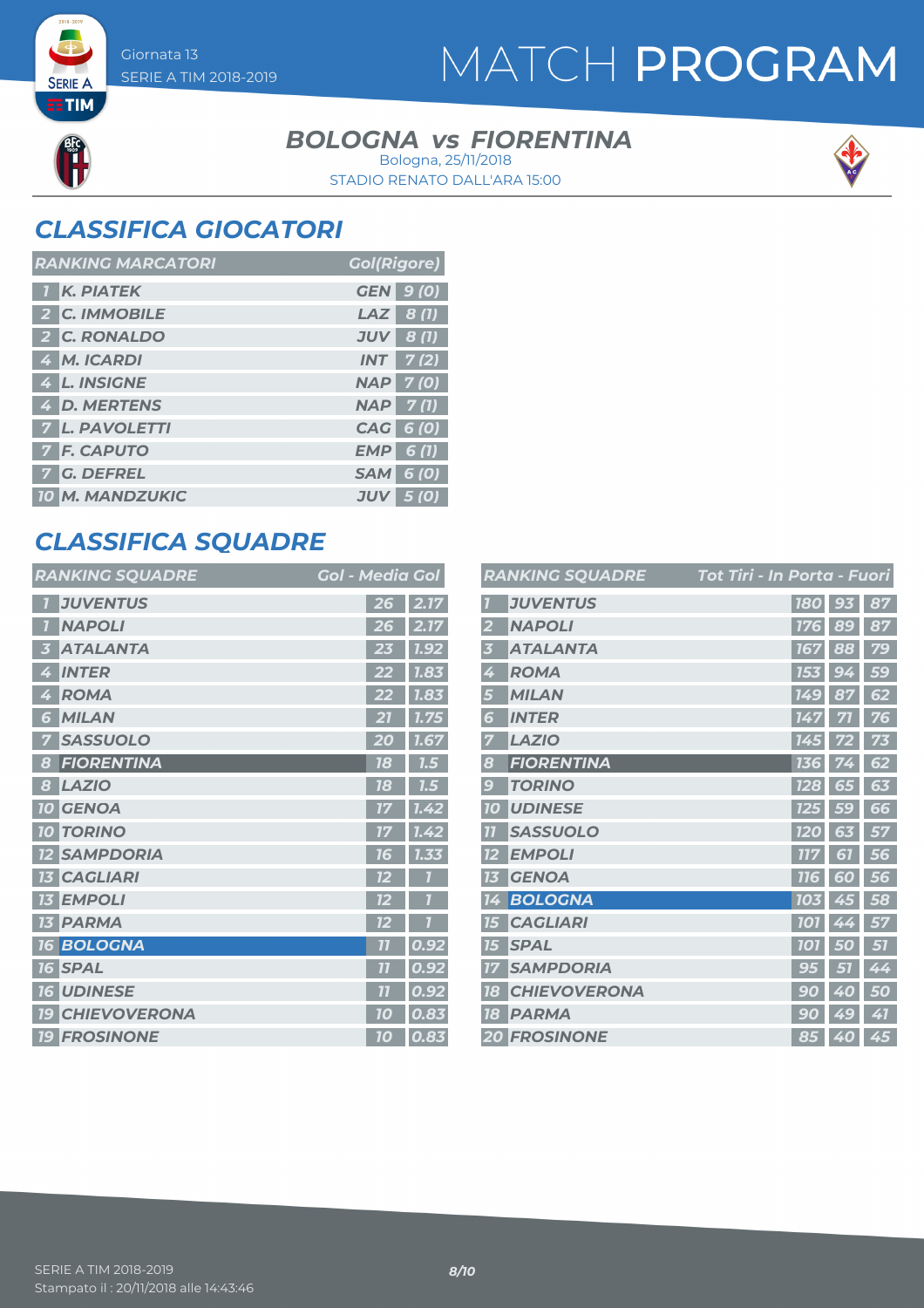Giornata 13
SERIE A TIM 2018-2019

# MATCH PROGRAM

### BOLOGNA vs FIORENTINA

Bologna, 25/11/2018
STADIO RENATO DALL'ARA 15:00

## CLASSIFICA GIOCATORI

| RANKING MARCATORI | | | Gol(Rigore) |
|---|---|---|---|
| 1 | K. PIATEK | GEN | 9 (0) |
| 2 | C. IMMOBILE | LAZ | 8 (1) |
| 2 | C. RONALDO | JUV | 8 (1) |
| 4 | M. ICARDI | INT | 7 (2) |
| 4 | L. INSIGNE | NAP | 7 (0) |
| 4 | D. MERTENS | NAP | 7 (1) |
| 7 | L. PAVOLETTI | CAG | 6 (0) |
| 7 | F. CAPUTO | EMP | 6 (1) |
| 7 | G. DEFREL | SAM | 6 (0) |
| 10 | M. MANDZUKIC | JUV | 5 (0) |

## CLASSIFICA SQUADRE

| RANKING SQUADRE | | Gol | Media Gol |
|---|---|---|---|
| 1 | JUVENTUS | 26 | 2.17 |
| 1 | NAPOLI | 26 | 2.17 |
| 3 | ATALANTA | 23 | 1.92 |
| 4 | INTER | 22 | 1.83 |
| 4 | ROMA | 22 | 1.83 |
| 6 | MILAN | 21 | 1.75 |
| 7 | SASSUOLO | 20 | 1.67 |
| 8 | FIORENTINA | 18 | 1.5 |
| 8 | LAZIO | 18 | 1.5 |
| 10 | GENOA | 17 | 1.42 |
| 10 | TORINO | 17 | 1.42 |
| 12 | SAMPDORIA | 16 | 1.33 |
| 13 | CAGLIARI | 12 | 1 |
| 13 | EMPOLI | 12 | 1 |
| 13 | PARMA | 12 | 1 |
| 16 | BOLOGNA | 11 | 0.92 |
| 16 | SPAL | 11 | 0.92 |
| 16 | UDINESE | 11 | 0.92 |
| 19 | CHIEVOVERONA | 10 | 0.83 |
| 19 | FROSINONE | 10 | 0.83 |

| RANKING SQUADRE | | Tot Tiri | In Porta | Fuori |
|---|---|---|---|---|
| 1 | JUVENTUS | 180 | 93 | 87 |
| 2 | NAPOLI | 176 | 89 | 87 |
| 3 | ATALANTA | 167 | 88 | 79 |
| 4 | ROMA | 153 | 94 | 59 |
| 5 | MILAN | 149 | 87 | 62 |
| 6 | INTER | 147 | 71 | 76 |
| 7 | LAZIO | 145 | 72 | 73 |
| 8 | FIORENTINA | 136 | 74 | 62 |
| 9 | TORINO | 128 | 65 | 63 |
| 10 | UDINESE | 125 | 59 | 66 |
| 11 | SASSUOLO | 120 | 63 | 57 |
| 12 | EMPOLI | 117 | 61 | 56 |
| 13 | GENOA | 116 | 60 | 56 |
| 14 | BOLOGNA | 103 | 45 | 58 |
| 15 | CAGLIARI | 101 | 44 | 57 |
| 15 | SPAL | 101 | 50 | 51 |
| 17 | SAMPDORIA | 95 | 51 | 44 |
| 18 | CHIEVOVERONA | 90 | 40 | 50 |
| 18 | PARMA | 90 | 49 | 41 |
| 20 | FROSINONE | 85 | 40 | 45 |

SERIE A TIM 2018-2019
Stampato il : 20/11/2018 alle 14:43:46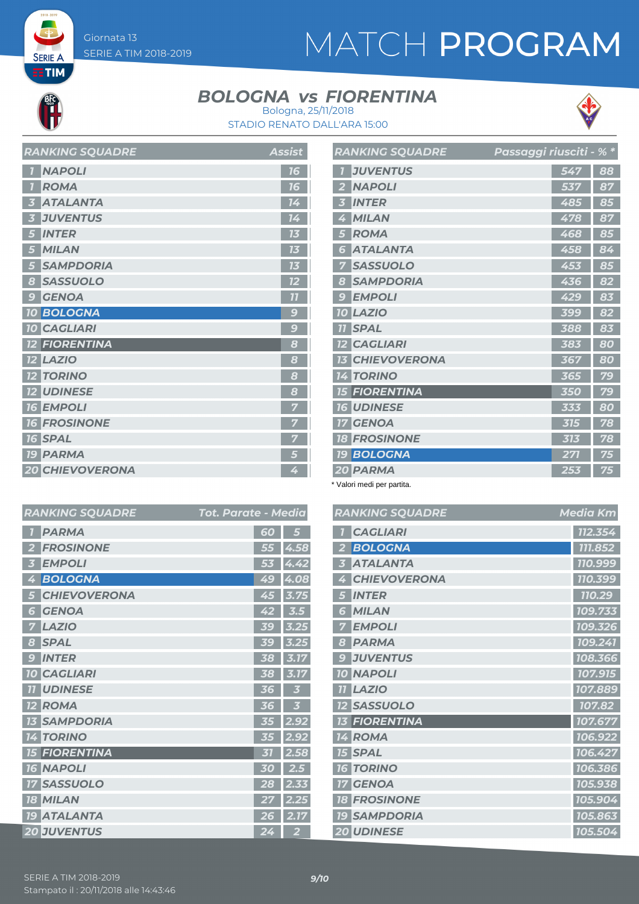Giornata 13
SERIE A TIM 2018-2019

# MATCH PROGRAM

## BOLOGNA vs FIORENTINA

Bologna, 25/11/2018
STADIO RENATO DALL'ARA 15:00

| RANKING SQUADRE | | Assist |
|---|---|---|
| 1 | NAPOLI | 16 |
| 1 | ROMA | 16 |
| 3 | ATALANTA | 14 |
| 3 | JUVENTUS | 14 |
| 5 | INTER | 13 |
| 5 | MILAN | 13 |
| 5 | SAMPDORIA | 13 |
| 8 | SASSUOLO | 12 |
| 9 | GENOA | 11 |
| 10 | BOLOGNA | 9 |
| 10 | CAGLIARI | 9 |
| 12 | FIORENTINA | 8 |
| 12 | LAZIO | 8 |
| 12 | TORINO | 8 |
| 12 | UDINESE | 8 |
| 16 | EMPOLI | 7 |
| 16 | FROSINONE | 7 |
| 16 | SPAL | 7 |
| 19 | PARMA | 5 |
| 20 | CHIEVOVERONA | 4 |

| RANKING SQUADRE | | Passaggi riusciti | % * |
|---|---|---|---|
| 1 | JUVENTUS | 547 | 88 |
| 2 | NAPOLI | 537 | 87 |
| 3 | INTER | 485 | 85 |
| 4 | MILAN | 478 | 87 |
| 5 | ROMA | 468 | 85 |
| 6 | ATALANTA | 458 | 84 |
| 7 | SASSUOLO | 453 | 85 |
| 8 | SAMPDORIA | 436 | 82 |
| 9 | EMPOLI | 429 | 83 |
| 10 | LAZIO | 399 | 82 |
| 11 | SPAL | 388 | 83 |
| 12 | CAGLIARI | 383 | 80 |
| 13 | CHIEVOVERONA | 367 | 80 |
| 14 | TORINO | 365 | 79 |
| 15 | FIORENTINA | 350 | 79 |
| 16 | UDINESE | 333 | 80 |
| 17 | GENOA | 315 | 78 |
| 18 | FROSINONE | 313 | 78 |
| 19 | BOLOGNA | 271 | 75 |
| 20 | PARMA | 253 | 75 |

* Valori medi per partita.

| RANKING SQUADRE | | Tot. Parate | Media |
|---|---|---|---|
| 1 | PARMA | 60 | 5 |
| 2 | FROSINONE | 55 | 4.58 |
| 3 | EMPOLI | 53 | 4.42 |
| 4 | BOLOGNA | 49 | 4.08 |
| 5 | CHIEVOVERONA | 45 | 3.75 |
| 6 | GENOA | 42 | 3.5 |
| 7 | LAZIO | 39 | 3.25 |
| 8 | SPAL | 39 | 3.25 |
| 9 | INTER | 38 | 3.17 |
| 10 | CAGLIARI | 38 | 3.17 |
| 11 | UDINESE | 36 | 3 |
| 12 | ROMA | 36 | 3 |
| 13 | SAMPDORIA | 35 | 2.92 |
| 14 | TORINO | 35 | 2.92 |
| 15 | FIORENTINA | 31 | 2.58 |
| 16 | NAPOLI | 30 | 2.5 |
| 17 | SASSUOLO | 28 | 2.33 |
| 18 | MILAN | 27 | 2.25 |
| 19 | ATALANTA | 26 | 2.17 |
| 20 | JUVENTUS | 24 | 2 |

| RANKING SQUADRE | | Media Km |
|---|---|---|
| 1 | CAGLIARI | 112.354 |
| 2 | BOLOGNA | 111.852 |
| 3 | ATALANTA | 110.999 |
| 4 | CHIEVOVERONA | 110.399 |
| 5 | INTER | 110.29 |
| 6 | MILAN | 109.733 |
| 7 | EMPOLI | 109.326 |
| 8 | PARMA | 109.241 |
| 9 | JUVENTUS | 108.366 |
| 10 | NAPOLI | 107.915 |
| 11 | LAZIO | 107.889 |
| 12 | SASSUOLO | 107.82 |
| 13 | FIORENTINA | 107.677 |
| 14 | ROMA | 106.922 |
| 15 | SPAL | 106.427 |
| 16 | TORINO | 106.386 |
| 17 | GENOA | 105.938 |
| 18 | FROSINONE | 105.904 |
| 19 | SAMPDORIA | 105.863 |
| 20 | UDINESE | 105.504 |

SERIE A TIM 2018-2019
Stampato il : 20/11/2018 alle 14:43:46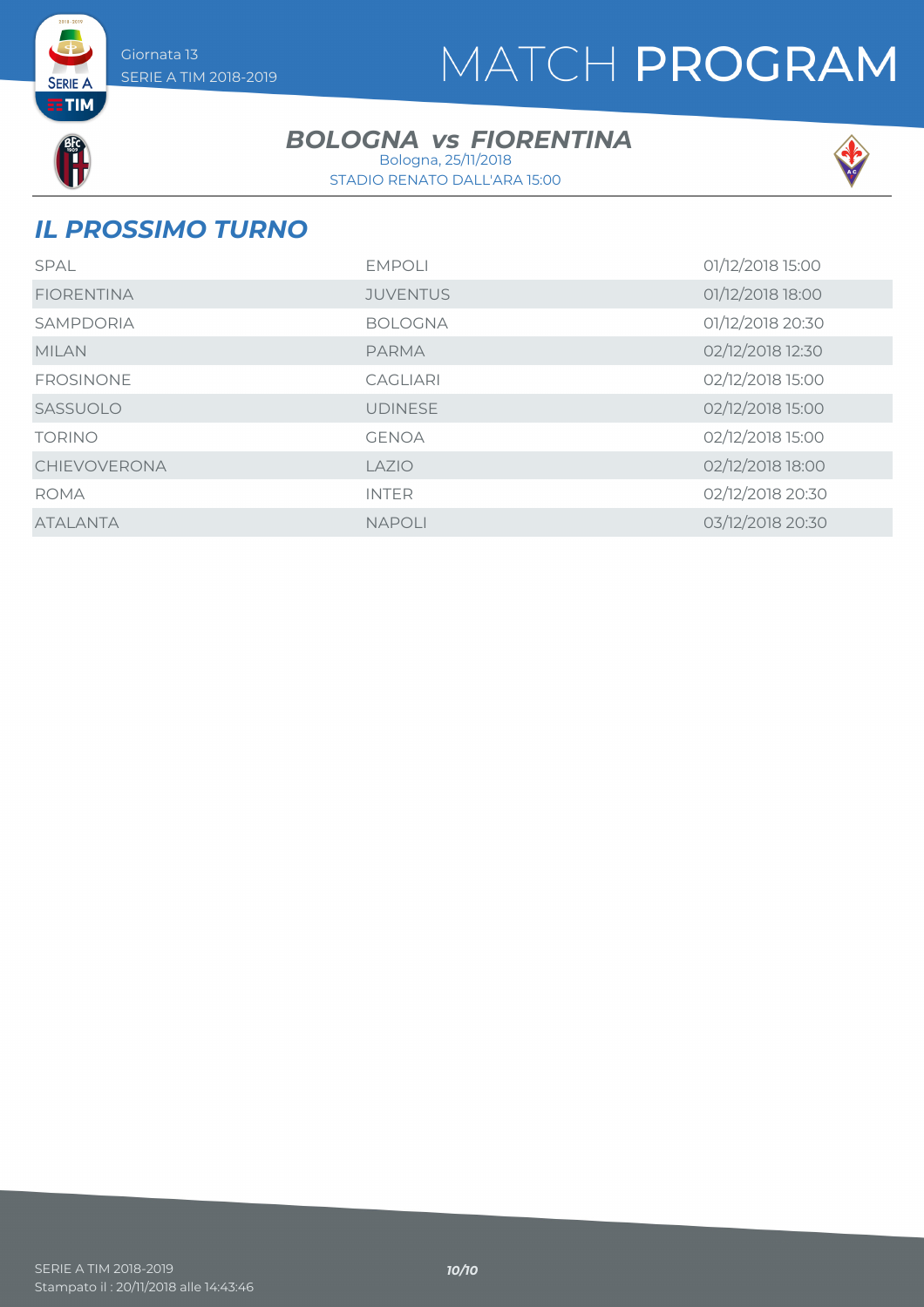# MATCH PROGRAM

Giornata 13
SERIE A TIM 2018-2019

**BOLOGNA vs FIORENTINA**
Bologna, 25/11/2018
STADIO RENATO DALL'ARA 15:00

## IL PROSSIMO TURNO

| | | |
|---|---|---|
| SPAL | EMPOLI | 01/12/2018 15:00 |
| FIORENTINA | JUVENTUS | 01/12/2018 18:00 |
| SAMPDORIA | BOLOGNA | 01/12/2018 20:30 |
| MILAN | PARMA | 02/12/2018 12:30 |
| FROSINONE | CAGLIARI | 02/12/2018 15:00 |
| SASSUOLO | UDINESE | 02/12/2018 15:00 |
| TORINO | GENOA | 02/12/2018 15:00 |
| CHIEVOVERONA | LAZIO | 02/12/2018 18:00 |
| ROMA | INTER | 02/12/2018 20:30 |
| ATALANTA | NAPOLI | 03/12/2018 20:30 |

SERIE A TIM 2018-2019
Stampato il : 20/11/2018 alle 14:43:46